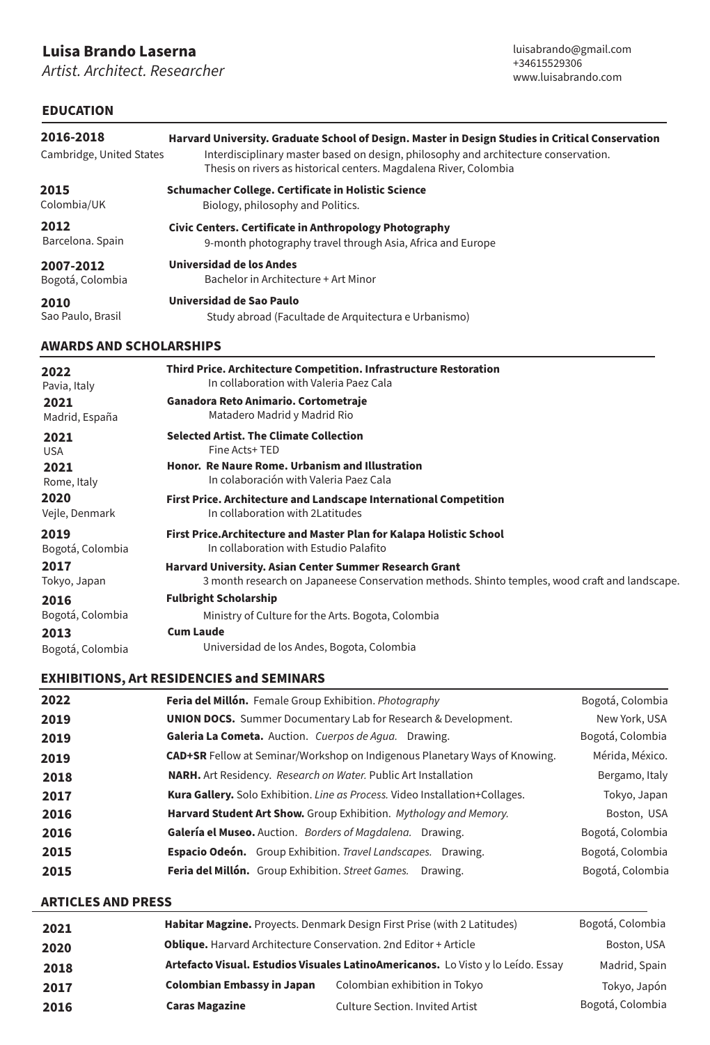# Luisa Brando Laserna

*Artist. Architect. Researcher*

luisabrando@gmail.com
+34615529306
www.luisabrando.com

## EDUCATION

**2016-2018**
Cambridge, United States
**Harvard University. Graduate School of Design. Master in Design Studies in Critical Conservation**
Interdisciplinary master based on design, philosophy and architecture conservation.
Thesis on rivers as historical centers. Magdalena River, Colombia

**2015**
Colombia/UK
**Schumacher College. Certificate in Holistic Science**
Biology, philosophy and Politics.

**2012**
Barcelona. Spain
**Civic Centers. Certificate in Anthropology Photography**
9-month photography travel through Asia, Africa and Europe

**2007-2012**
Bogotá, Colombia
**Universidad de los Andes**
Bachelor in Architecture + Art Minor

**2010**
Sao Paulo, Brasil
**Universidad de Sao Paulo**
Study abroad (Facultade de Arquitectura e Urbanismo)

## AWARDS AND SCHOLARSHIPS

**2022**
Pavia, Italy
**Third Price. Architecture Competition. Infrastructure Restoration**
In collaboration with Valeria Paez Cala

**2021**
Madrid, España
**Ganadora Reto Animario. Cortometraje**
Matadero Madrid y Madrid Rio

**2021**
USA
**Selected Artist. The Climate Collection**
Fine Acts+ TED

**2021**
Rome, Italy
**Honor. Re Naure Rome. Urbanism and Illustration**
In colaboración with Valeria Paez Cala

**2020**
Vejle, Denmark
**First Price. Architecture and Landscape International Competition**
In collaboration with 2Latitudes

**2019**
Bogotá, Colombia
**First Price.Architecture and Master Plan for Kalapa Holistic School**
In collaboration with Estudio Palafito

**2017**
Tokyo, Japan
**Harvard University. Asian Center Summer Research Grant**
3 month research on Japaneese Conservation methods. Shinto temples, wood craft and landscape.

**2016**
Bogotá, Colombia
**Fulbright Scholarship**
Ministry of Culture for the Arts. Bogota, Colombia

**2013**
Bogotá, Colombia
**Cum Laude**
Universidad de los Andes, Bogota, Colombia

## EXHIBITIONS, Art RESIDENCIES and SEMINARS

| | | |
|---|---|---|
| **2022** | **Feria del Millón.** Female Group Exhibition. *Photography* | Bogotá, Colombia |
| **2019** | **UNION DOCS.** Summer Documentary Lab for Research & Development. | New York, USA |
| **2019** | **Galeria La Cometa.** Auction. *Cuerpos de Agua.* Drawing. | Bogotá, Colombia |
| **2019** | **CAD+SR** Fellow at Seminar/Workshop on Indigenous Planetary Ways of Knowing. | Mérida, México. |
| **2018** | **NARH.** Art Residency. *Research on Water.* Public Art Installation | Bergamo, Italy |
| **2017** | **Kura Gallery.** Solo Exhibition. *Line as Process.* Video Installation+Collages. | Tokyo, Japan |
| **2016** | **Harvard Student Art Show.** Group Exhibition. *Mythology and Memory.* | Boston, USA |
| **2016** | **Galería el Museo.** Auction. *Borders of Magdalena.* Drawing. | Bogotá, Colombia |
| **2015** | **Espacio Odeón.** Group Exhibition. *Travel Landscapes.* Drawing. | Bogotá, Colombia |
| **2015** | **Feria del Millón.** Group Exhibition. *Street Games.* Drawing. | Bogotá, Colombia |

## ARTICLES AND PRESS

| | | |
|---|---|---|
| **2021** | **Habitar Magzine.** Proyects. Denmark Design First Prise (with 2 Latitudes) | Bogotá, Colombia |
| **2020** | **Oblique.** Harvard Architecture Conservation. 2nd Editor + Article | Boston, USA |
| **2018** | **Artefacto Visual. Estudios Visuales LatinoAmericanos.** Lo Visto y lo Leído. Essay | Madrid, Spain |
| **2017** | **Colombian Embassy in Japan** Colombian exhibition in Tokyo | Tokyo, Japón |
| **2016** | **Caras Magazine** Culture Section. Invited Artist | Bogotá, Colombia |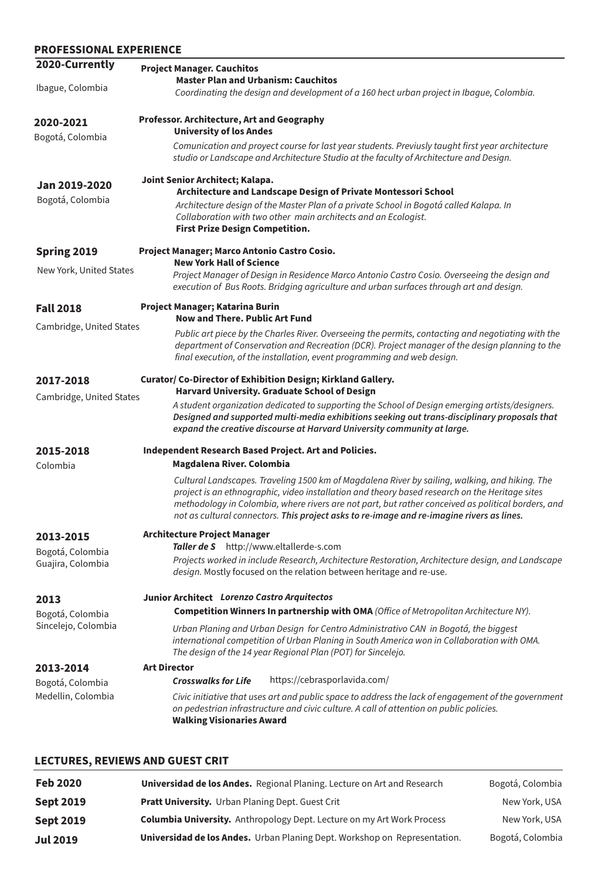## PROFESSIONAL EXPERIENCE

**2020-Currently**
Ibague, Colombia

**Project Manager. Cauchitos**
**Master Plan and Urbanism: Cauchitos**
*Coordinating the design and development of a 160 hect urban project in Ibague, Colombia.*

**2020-2021**
Bogotá, Colombia

**Professor. Architecture, Art and Geography**
**University of los Andes**
*Comunication and proyect course for last year students. Previusly taught first year architecture studio or Landscape and Architecture Studio at the faculty of Architecture and Design.*

**Jan 2019-2020**
Bogotá, Colombia

**Joint Senior Architect; Kalapa.**
**Architecture and Landscape Design of Private Montessori School**
*Architecture design of the Master Plan of a private School in Bogotá called Kalapa. In Collaboration with two other main architects and an Ecologist.*
**First Prize Design Competition.**

**Spring 2019**
New York, United States

**Project Manager; Marco Antonio Castro Cosio.**
**New York Hall of Science**
*Project Manager of Design in Residence Marco Antonio Castro Cosio. Overseeing the design and execution of Bus Roots. Bridging agriculture and urban surfaces through art and design.*

**Fall 2018**
Cambridge, United States

**Project Manager; Katarina Burin**
**Now and There. Public Art Fund**
*Public art piece by the Charles River. Overseeing the permits, contacting and negotiating with the department of Conservation and Recreation (DCR). Project manager of the design planning to the final execution, of the installation, event programming and web design.*

**2017-2018**
Cambridge, United States

**Curator/ Co-Director of Exhibition Design; Kirkland Gallery.**
**Harvard University. Graduate School of Design**
*A student organization dedicated to supporting the School of Design emerging artists/designers.* ***Designed and supported multi-media exhibitions seeking out trans-disciplinary proposals that expand the creative discourse at Harvard University community at large.***

**2015-2018**
Colombia

**Independent Research Based Project. Art and Policies.**
**Magdalena River. Colombia**
*Cultural Landscapes. Traveling 1500 km of Magdalena River by sailing, walking, and hiking. The project is an ethnographic, video installation and theory based research on the Heritage sites methodology in Colombia, where rivers are not part, but rather conceived as political borders, and not as cultural connectors.* ***This project asks to re-image and re-imagine rivers as lines.***

**2013-2015**
Bogotá, Colombia
Guajira, Colombia

**Architecture Project Manager**
***Taller de S*** http://www.eltallerde-s.com
*Projects worked in include Research, Architecture Restoration, Architecture design, and Landscape design.* Mostly focused on the relation between heritage and re-use.

**2013**
Bogotá, Colombia
Sincelejo, Colombia

**Junior Architect** ***Lorenzo Castro Arquitectos***
**Competition Winners In partnership with OMA** *(Office of Metropolitan Architecture NY).*
*Urban Planing and Urban Design for Centro Administrativo CAN in Bogotá, the biggest international competition of Urban Planing in South America won in Collaboration with OMA. The design of the 14 year Regional Plan (POT) for Sincelejo.*

**2013-2014**
Bogotá, Colombia
Medellin, Colombia

**Art Director**
***Crosswalks for Life*** https://cebrasporlavida.com/
*Civic initiative that uses art and public space to address the lack of engagement of the government on pedestrian infrastructure and civic culture. A call of attention on public policies.*
**Walking Visionaries Award**

## LECTURES, REVIEWS AND GUEST CRIT

| | | |
|---|---|---|
| **Feb 2020** | **Universidad de los Andes.** Regional Planing. Lecture on Art and Research | Bogotá, Colombia |
| **Sept 2019** | **Pratt University.** Urban Planing Dept. Guest Crit | New York, USA |
| **Sept 2019** | **Columbia University.** Anthropology Dept. Lecture on my Art Work Process | New York, USA |
| **Jul 2019** | **Universidad de los Andes.** Urban Planing Dept. Workshop on Representation. | Bogotá, Colombia |